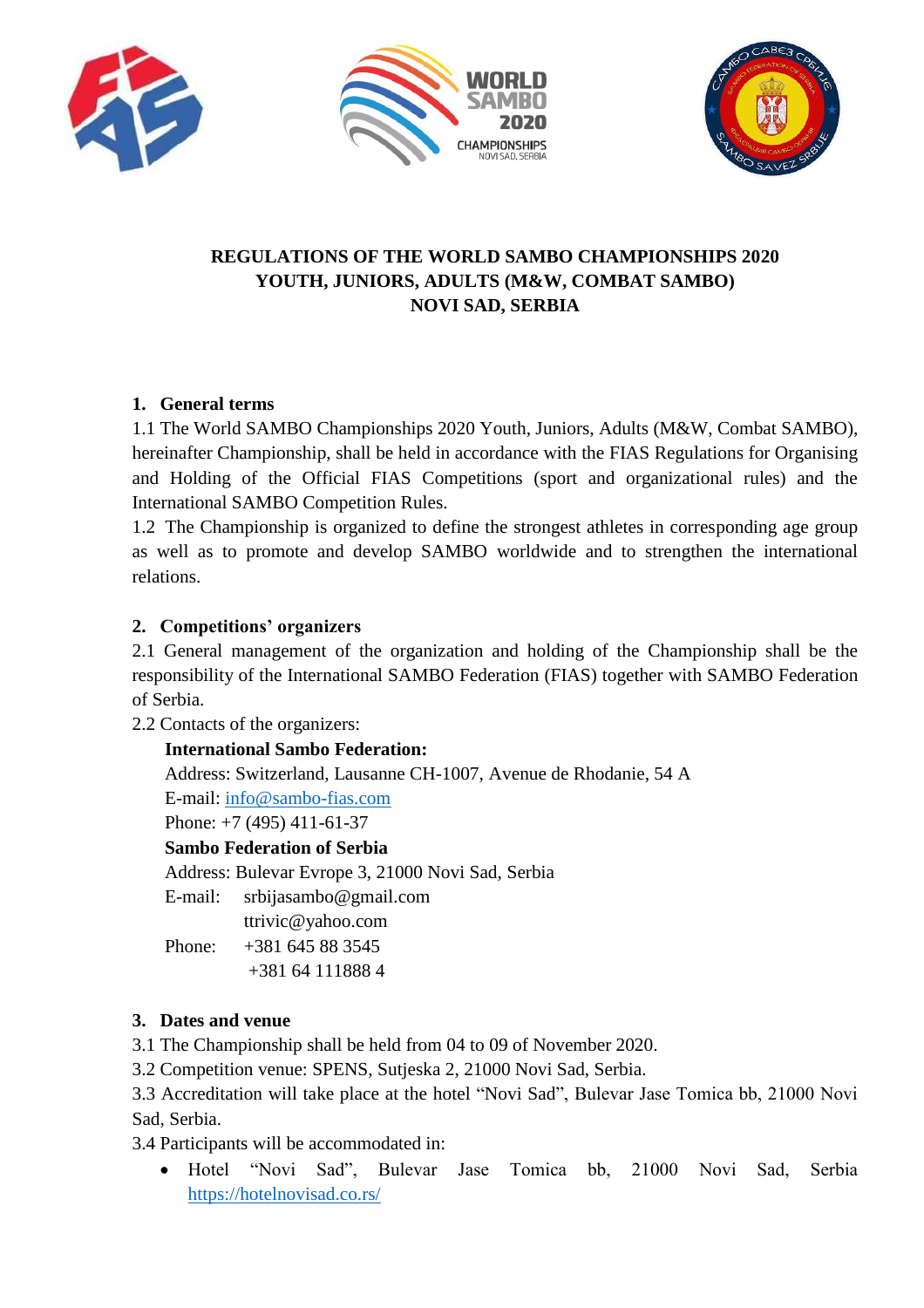# REGULATIONS OF THE WORLD SAMBO CHAMPIONSHIPS 2020 YOUTH, JUNIORS, ADULTS (M&W, COMBAT SAMBO) NOVI SAD, SERBIA

## 1. General terms

1.1 The World SAMBO Championships 2020 Youth, Juniors, Adults (M&W, Combat SAMBO), hereinafter Championship, shall be held in accordance with the FIAS Regulations for Organising and Holding of the Official FIAS Competitions (sport and organizational rules) and the International SAMBO Competition Rules.

1.2 The Championship is organized to define the strongest athletes in corresponding age group as well as to promote and develop SAMBO worldwide and to strengthen the international relations.

## 2. Competitions' organizers

2.1 General management of the organization and holding of the Championship shall be the responsibility of the International SAMBO Federation (FIAS) together with SAMBO Federation of Serbia.

2.2 Contacts of the organizers:

**International Sambo Federation:**
Address: Switzerland, Lausanne CH-1007, Avenue de Rhodanie, 54 A
E-mail: info@sambo-fias.com
Phone: +7 (495) 411-61-37

**Sambo Federation of Serbia**
Address: Bulevar Evrope 3, 21000 Novi Sad, Serbia
E-mail: srbijasambo@gmail.com
ttrivic@yahoo.com
Phone: +381 645 88 3545
+381 64 111888 4

## 3. Dates and venue

3.1 The Championship shall be held from 04 to 09 of November 2020.

3.2 Competition venue: SPENS, Sutjeska 2, 21000 Novi Sad, Serbia.

3.3 Accreditation will take place at the hotel "Novi Sad", Bulevar Jase Tomica bb, 21000 Novi Sad, Serbia.

3.4 Participants will be accommodated in:

- Hotel "Novi Sad", Bulevar Jase Tomica bb, 21000 Novi Sad, Serbia https://hotelnovisad.co.rs/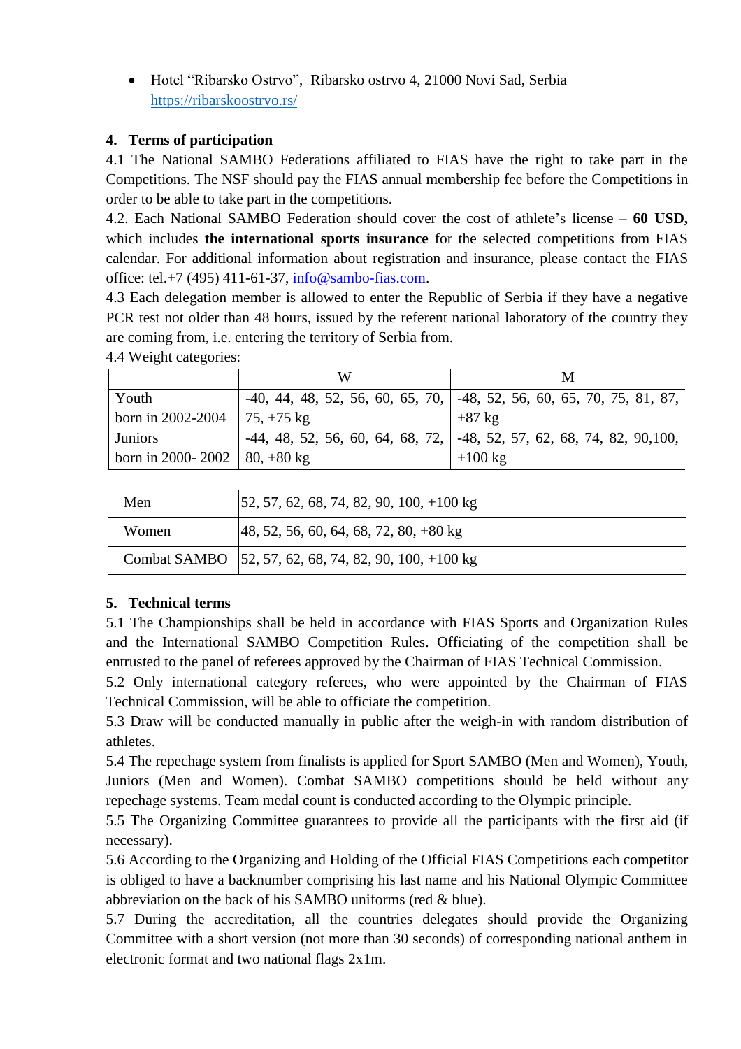- Hotel “Ribarsko Ostrvo”, Ribarsko ostrvo 4, 21000 Novi Sad, Serbia
  https://ribarskoostrvo.rs/

## 4. Terms of participation

4.1 The National SAMBO Federations affiliated to FIAS have the right to take part in the Competitions. The NSF should pay the FIAS annual membership fee before the Competitions in order to be able to take part in the competitions.

4.2. Each National SAMBO Federation should cover the cost of athlete’s license – **60 USD,** which includes **the international sports insurance** for the selected competitions from FIAS calendar. For additional information about registration and insurance, please contact the FIAS office: tel.+7 (495) 411-61-37, info@sambo-fias.com.

4.3 Each delegation member is allowed to enter the Republic of Serbia if they have a negative PCR test not older than 48 hours, issued by the referent national laboratory of the country they are coming from, i.e. entering the territory of Serbia from.

4.4 Weight categories:

| | W | M |
|---|---|---|
| Youth born in 2002-2004 | -40, 44, 48, 52, 56, 60, 65, 70, 75, +75 kg | -48, 52, 56, 60, 65, 70, 75, 81, 87, +87 kg |
| Juniors born in 2000- 2002 | -44, 48, 52, 56, 60, 64, 68, 72, 80, +80 kg | -48, 52, 57, 62, 68, 74, 82, 90,100, +100 kg |

| | |
|---|---|
| Men | 52, 57, 62, 68, 74, 82, 90, 100, +100 kg |
| Women | 48, 52, 56, 60, 64, 68, 72, 80, +80 kg |
| Combat SAMBO | 52, 57, 62, 68, 74, 82, 90, 100, +100 kg |

## 5. Technical terms

5.1 The Championships shall be held in accordance with FIAS Sports and Organization Rules and the International SAMBO Competition Rules. Officiating of the competition shall be entrusted to the panel of referees approved by the Chairman of FIAS Technical Commission.

5.2 Only international category referees, who were appointed by the Chairman of FIAS Technical Commission, will be able to officiate the competition.

5.3 Draw will be conducted manually in public after the weigh-in with random distribution of athletes.

5.4 The repechage system from finalists is applied for Sport SAMBO (Men and Women), Youth, Juniors (Men and Women). Combat SAMBO competitions should be held without any repechage systems. Team medal count is conducted according to the Olympic principle.

5.5 The Organizing Committee guarantees to provide all the participants with the first aid (if necessary).

5.6 According to the Organizing and Holding of the Official FIAS Competitions each competitor is obliged to have a backnumber comprising his last name and his National Olympic Committee abbreviation on the back of his SAMBO uniforms (red & blue).

5.7 During the accreditation, all the countries delegates should provide the Organizing Committee with a short version (not more than 30 seconds) of corresponding national anthem in electronic format and two national flags 2x1m.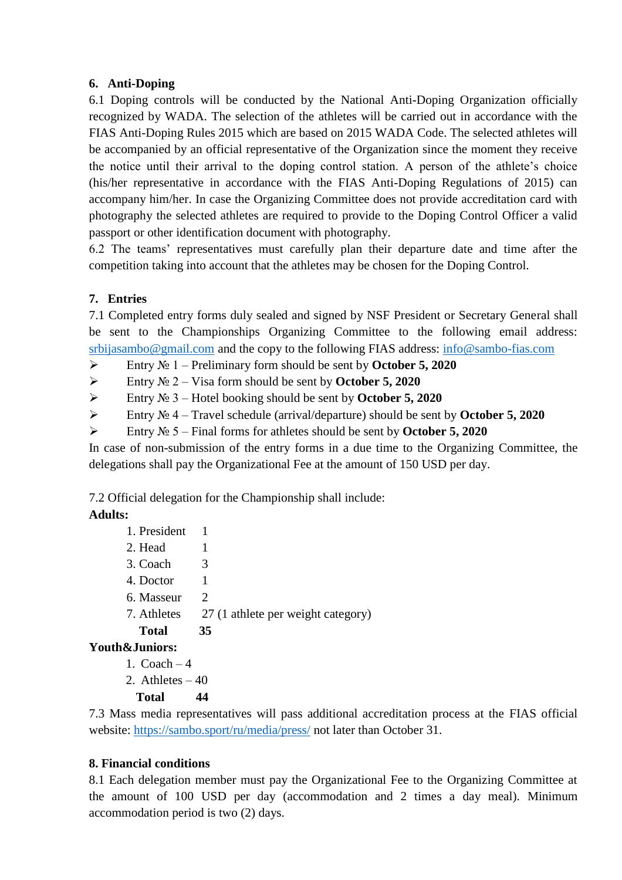## 6. Anti-Doping

6.1 Doping controls will be conducted by the National Anti-Doping Organization officially recognized by WADA. The selection of the athletes will be carried out in accordance with the FIAS Anti-Doping Rules 2015 which are based on 2015 WADA Code. The selected athletes will be accompanied by an official representative of the Organization since the moment they receive the notice until their arrival to the doping control station. A person of the athlete's choice (his/her representative in accordance with the FIAS Anti-Doping Regulations of 2015) can accompany him/her. In case the Organizing Committee does not provide accreditation card with photography the selected athletes are required to provide to the Doping Control Officer a valid passport or other identification document with photography.

6.2 The teams' representatives must carefully plan their departure date and time after the competition taking into account that the athletes may be chosen for the Doping Control.

## 7. Entries

7.1 Completed entry forms duly sealed and signed by NSF President or Secretary General shall be sent to the Championships Organizing Committee to the following email address: [srbijasambo@gmail.com](mailto:srbijasambo@gmail.com) and the copy to the following FIAS address: [info@sambo-fias.com](mailto:info@sambo-fias.com)

- Entry № 1 – Preliminary form should be sent by **October 5, 2020**
- Entry № 2 – Visa form should be sent by **October 5, 2020**
- Entry № 3 – Hotel booking should be sent by **October 5, 2020**
- Entry № 4 – Travel schedule (arrival/departure) should be sent by **October 5, 2020**
- Entry № 5 – Final forms for athletes should be sent by **October 5, 2020**

In case of non-submission of the entry forms in a due time to the Organizing Committee, the delegations shall pay the Organizational Fee at the amount of 150 USD per day.

7.2 Official delegation for the Championship shall include:

**Adults:**

| | |
|---|---|
| 1. President | 1 |
| 2. Head | 1 |
| 3. Coach | 3 |
| 4. Doctor | 1 |
| 6. Masseur | 2 |
| 7. Athletes | 27 (1 athlete per weight category) |
| **Total** | **35** |

**Youth&Juniors:**

1. Coach – 4
2. Athletes – 40

**Total 44**

7.3 Mass media representatives will pass additional accreditation process at the FIAS official website: [https://sambo.sport/ru/media/press/](https://sambo.sport/ru/media/press/) not later than October 31.

## 8. Financial conditions

8.1 Each delegation member must pay the Organizational Fee to the Organizing Committee at the amount of 100 USD per day (accommodation and 2 times a day meal). Minimum accommodation period is two (2) days.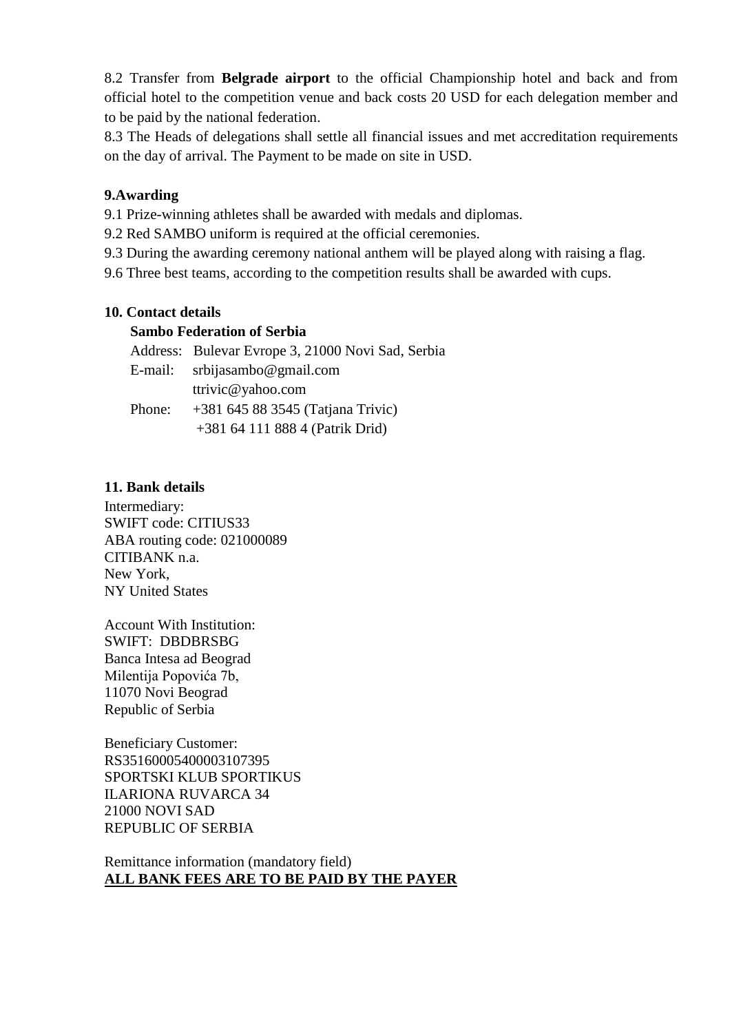8.2 Transfer from **Belgrade airport** to the official Championship hotel and back and from official hotel to the competition venue and back costs 20 USD for each delegation member and to be paid by the national federation.

8.3 The Heads of delegations shall settle all financial issues and met accreditation requirements on the day of arrival. The Payment to be made on site in USD.

**9.Awarding**

9.1 Prize-winning athletes shall be awarded with medals and diplomas.

9.2 Red SAMBO uniform is required at the official ceremonies.

9.3 During the awarding ceremony national anthem will be played along with raising a flag.

9.6 Three best teams, according to the competition results shall be awarded with cups.

**10. Contact details**

**Sambo Federation of Serbia**

Address: Bulevar Evrope 3, 21000 Novi Sad, Serbia
E-mail: srbijasambo@gmail.com
ttrivic@yahoo.com
Phone: +381 645 88 3545 (Tatjana Trivic)
+381 64 111 888 4 (Patrik Drid)

**11. Bank details**

Intermediary:
SWIFT code: CITIUS33
ABA routing code: 021000089
CITIBANK n.a.
New York,
NY United States

Account With Institution:
SWIFT: DBDBRSBG
Banca Intesa ad Beograd
Milentija Popovića 7b,
11070 Novi Beograd
Republic of Serbia

Beneficiary Customer:
RS35160005400003107395
SPORTSKI KLUB SPORTIKUS
ILARIONA RUVARCA 34
21000 NOVI SAD
REPUBLIC OF SERBIA

Remittance information (mandatory field)
**ALL BANK FEES ARE TO BE PAID BY THE PAYER**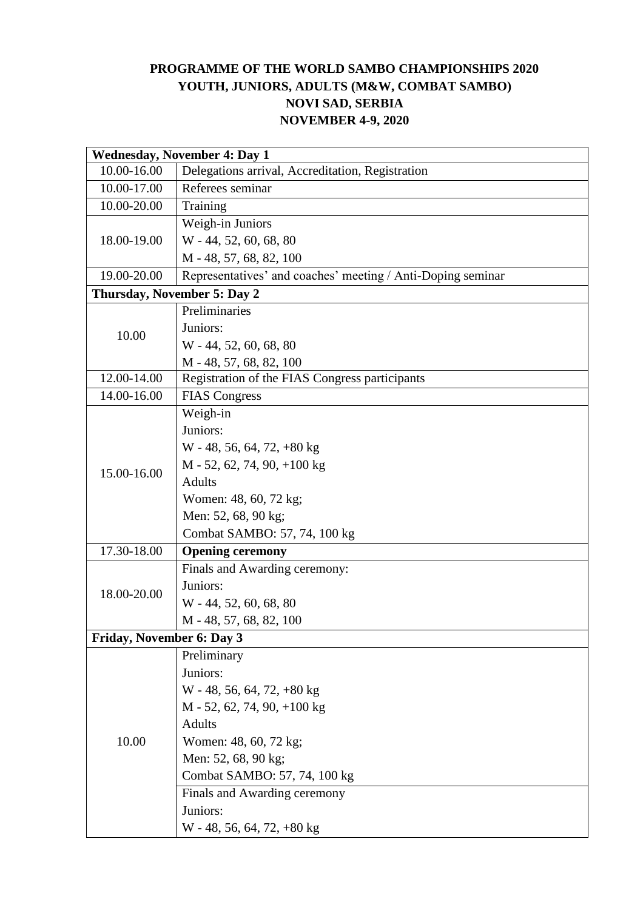**PROGRAMME OF THE WORLD SAMBO CHAMPIONSHIPS 2020**
**YOUTH, JUNIORS, ADULTS (M&W, COMBAT SAMBO)**
**NOVI SAD, SERBIA**
**NOVEMBER 4-9, 2020**

| **Wednesday, November 4: Day 1** | |
|---|---|
| 10.00-16.00 | Delegations arrival, Accreditation, Registration |
| 10.00-17.00 | Referees seminar |
| 10.00-20.00 | Training |
| 18.00-19.00 | Weigh-in Juniors<br>W - 44, 52, 60, 68, 80<br>M - 48, 57, 68, 82, 100 |
| 19.00-20.00 | Representatives' and coaches' meeting / Anti-Doping seminar |
| **Thursday, November 5: Day 2** | |
| 10.00 | Preliminaries<br>Juniors:<br>W - 44, 52, 60, 68, 80<br>M - 48, 57, 68, 82, 100 |
| 12.00-14.00 | Registration of the FIAS Congress participants |
| 14.00-16.00 | FIAS Congress |
| 15.00-16.00 | Weigh-in<br>Juniors:<br>W - 48, 56, 64, 72, +80 kg<br>M - 52, 62, 74, 90, +100 kg<br>Adults<br>Women: 48, 60, 72 kg;<br>Men: 52, 68, 90 kg;<br>Combat SAMBO: 57, 74, 100 kg |
| 17.30-18.00 | **Opening ceremony** |
| 18.00-20.00 | Finals and Awarding ceremony:<br>Juniors:<br>W - 44, 52, 60, 68, 80<br>M - 48, 57, 68, 82, 100 |
| **Friday, November 6: Day 3** | |
| 10.00 | Preliminary<br>Juniors:<br>W - 48, 56, 64, 72, +80 kg<br>M - 52, 62, 74, 90, +100 kg<br>Adults<br>Women: 48, 60, 72 kg;<br>Men: 52, 68, 90 kg;<br>Combat SAMBO: 57, 74, 100 kg |
| | Finals and Awarding ceremony<br>Juniors:<br>W - 48, 56, 64, 72, +80 kg |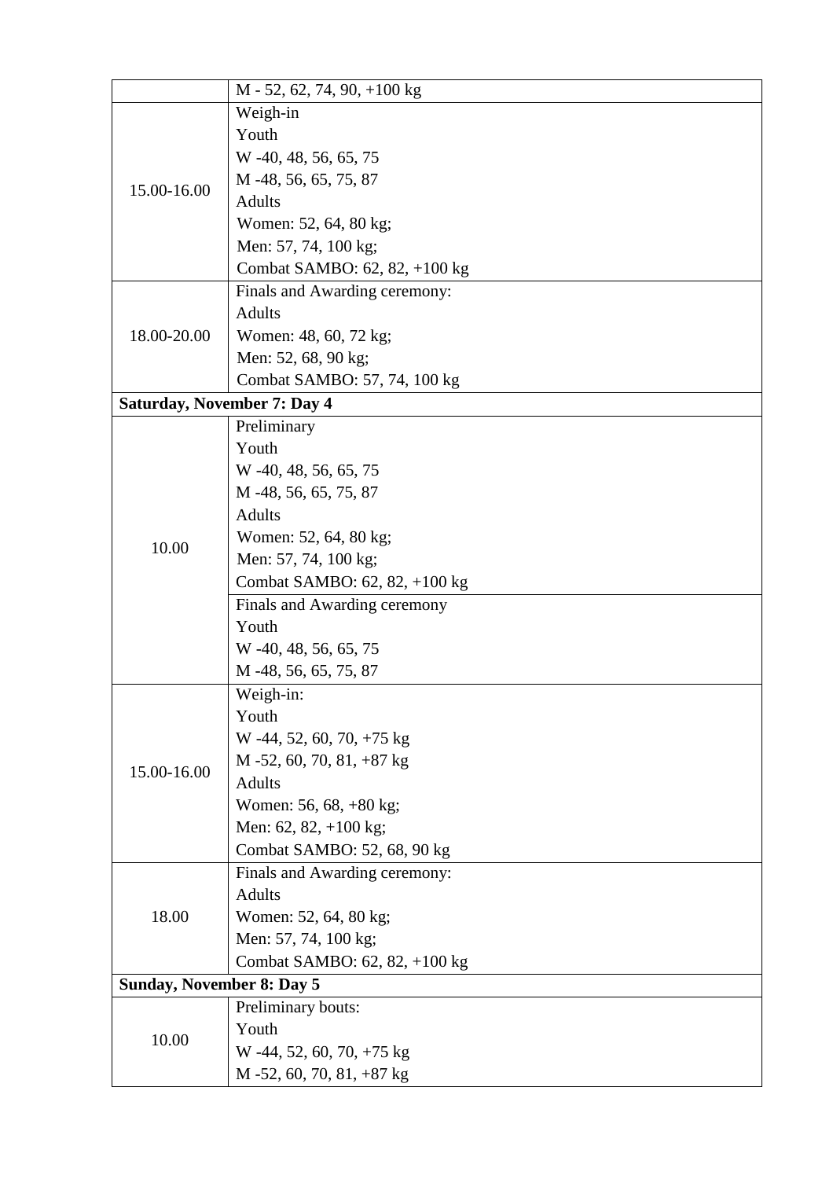| | |
|---|---|
| | M - 52, 62, 74, 90, +100 kg |
| 15.00-16.00 | Weigh-in<br>Youth<br>W -40, 48, 56, 65, 75<br>M -48, 56, 65, 75, 87<br>Adults<br>Women: 52, 64, 80 kg;<br>Men: 57, 74, 100 kg;<br>Combat SAMBO: 62, 82, +100 kg |
| 18.00-20.00 | Finals and Awarding ceremony:<br>Adults<br>Women: 48, 60, 72 kg;<br>Men: 52, 68, 90 kg;<br>Combat SAMBO: 57, 74, 100 kg |
| **Saturday, November 7: Day 4** | |
| 10.00 | Preliminary<br>Youth<br>W -40, 48, 56, 65, 75<br>M -48, 56, 65, 75, 87<br>Adults<br>Women: 52, 64, 80 kg;<br>Men: 57, 74, 100 kg;<br>Combat SAMBO: 62, 82, +100 kg |
| | Finals and Awarding ceremony<br>Youth<br>W -40, 48, 56, 65, 75<br>M -48, 56, 65, 75, 87 |
| 15.00-16.00 | Weigh-in:<br>Youth<br>W -44, 52, 60, 70, +75 kg<br>M -52, 60, 70, 81, +87 kg<br>Adults<br>Women: 56, 68, +80 kg;<br>Men: 62, 82, +100 kg;<br>Combat SAMBO: 52, 68, 90 kg |
| 18.00 | Finals and Awarding ceremony:<br>Adults<br>Women: 52, 64, 80 kg;<br>Men: 57, 74, 100 kg;<br>Combat SAMBO: 62, 82, +100 kg |
| **Sunday, November 8: Day 5** | |
| 10.00 | Preliminary bouts:<br>Youth<br>W -44, 52, 60, 70, +75 kg<br>M -52, 60, 70, 81, +87 kg |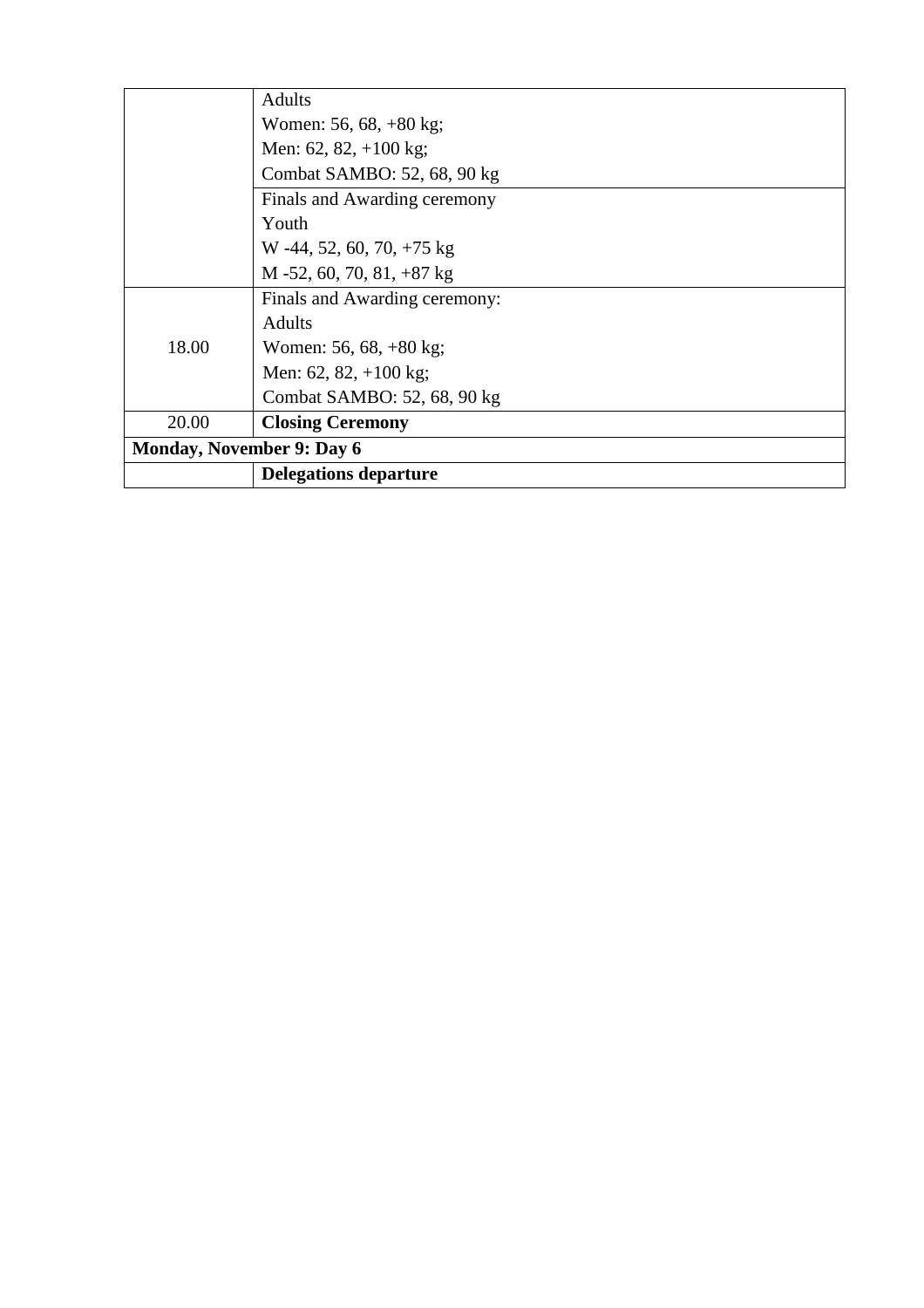| | |
|---|---|
| | Adults<br>Women: 56, 68, +80 kg;<br>Men: 62, 82, +100 kg;<br>Combat SAMBO: 52, 68, 90 kg |
| | Finals and Awarding ceremony<br>Youth<br>W -44, 52, 60, 70, +75 kg<br>M -52, 60, 70, 81, +87 kg |
| 18.00 | Finals and Awarding ceremony:<br>Adults<br>Women: 56, 68, +80 kg;<br>Men: 62, 82, +100 kg;<br>Combat SAMBO: 52, 68, 90 kg |
| 20.00 | **Closing Ceremony** |
| **Monday, November 9: Day 6** | |
| | **Delegations departure** |